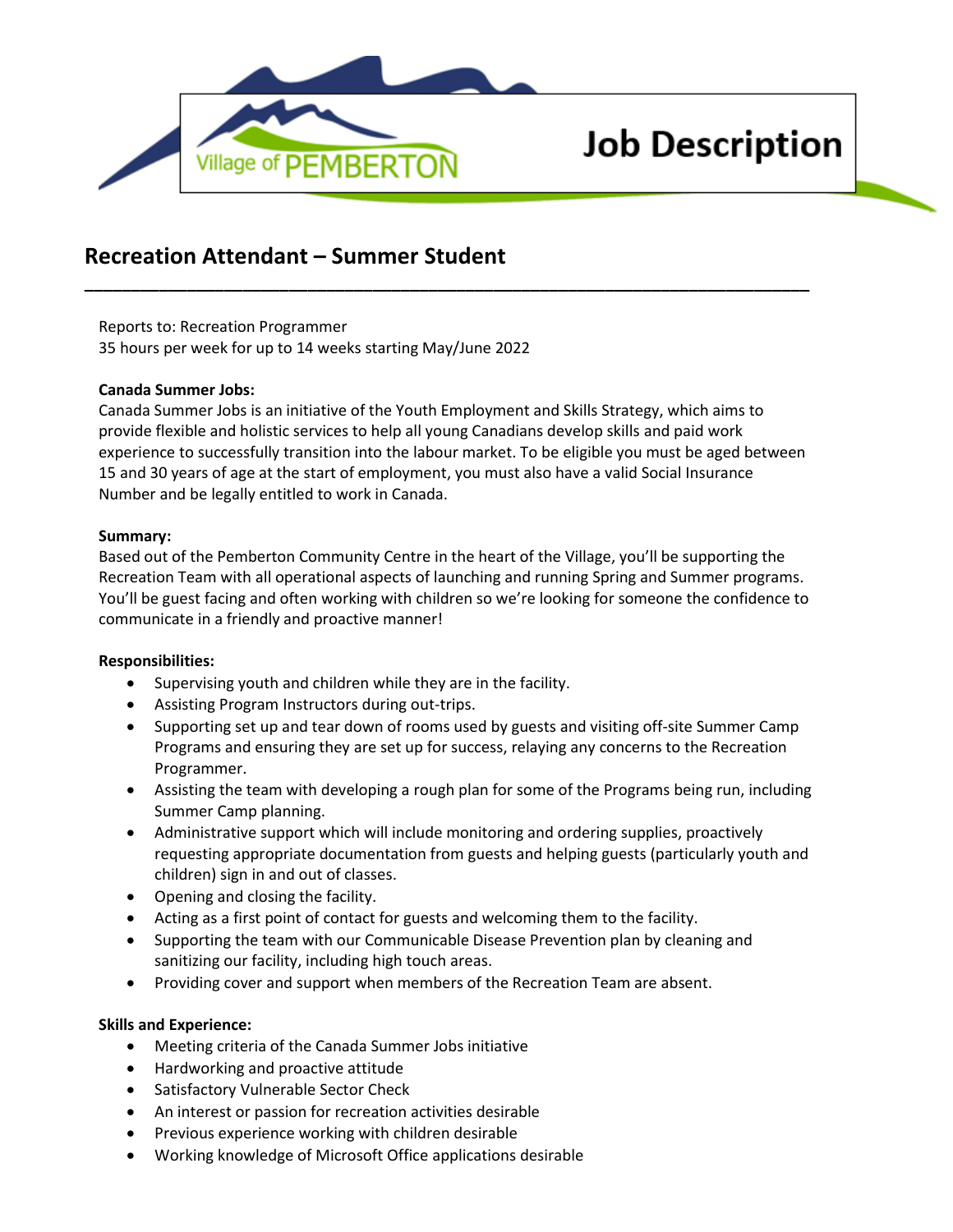Village of PEMBERTON

# Job Description

## Recreation Attendant – Summer Student

---

Reports to: Recreation Programmer
35 hours per week for up to 14 weeks starting May/June 2022

**Canada Summer Jobs:**
Canada Summer Jobs is an initiative of the Youth Employment and Skills Strategy, which aims to provide flexible and holistic services to help all young Canadians develop skills and paid work experience to successfully transition into the labour market. To be eligible you must be aged between 15 and 30 years of age at the start of employment, you must also have a valid Social Insurance Number and be legally entitled to work in Canada.

**Summary:**
Based out of the Pemberton Community Centre in the heart of the Village, you'll be supporting the Recreation Team with all operational aspects of launching and running Spring and Summer programs. You'll be guest facing and often working with children so we're looking for someone the confidence to communicate in a friendly and proactive manner!

**Responsibilities:**

- Supervising youth and children while they are in the facility.
- Assisting Program Instructors during out-trips.
- Supporting set up and tear down of rooms used by guests and visiting off-site Summer Camp Programs and ensuring they are set up for success, relaying any concerns to the Recreation Programmer.
- Assisting the team with developing a rough plan for some of the Programs being run, including Summer Camp planning.
- Administrative support which will include monitoring and ordering supplies, proactively requesting appropriate documentation from guests and helping guests (particularly youth and children) sign in and out of classes.
- Opening and closing the facility.
- Acting as a first point of contact for guests and welcoming them to the facility.
- Supporting the team with our Communicable Disease Prevention plan by cleaning and sanitizing our facility, including high touch areas.
- Providing cover and support when members of the Recreation Team are absent.

**Skills and Experience:**

- Meeting criteria of the Canada Summer Jobs initiative
- Hardworking and proactive attitude
- Satisfactory Vulnerable Sector Check
- An interest or passion for recreation activities desirable
- Previous experience working with children desirable
- Working knowledge of Microsoft Office applications desirable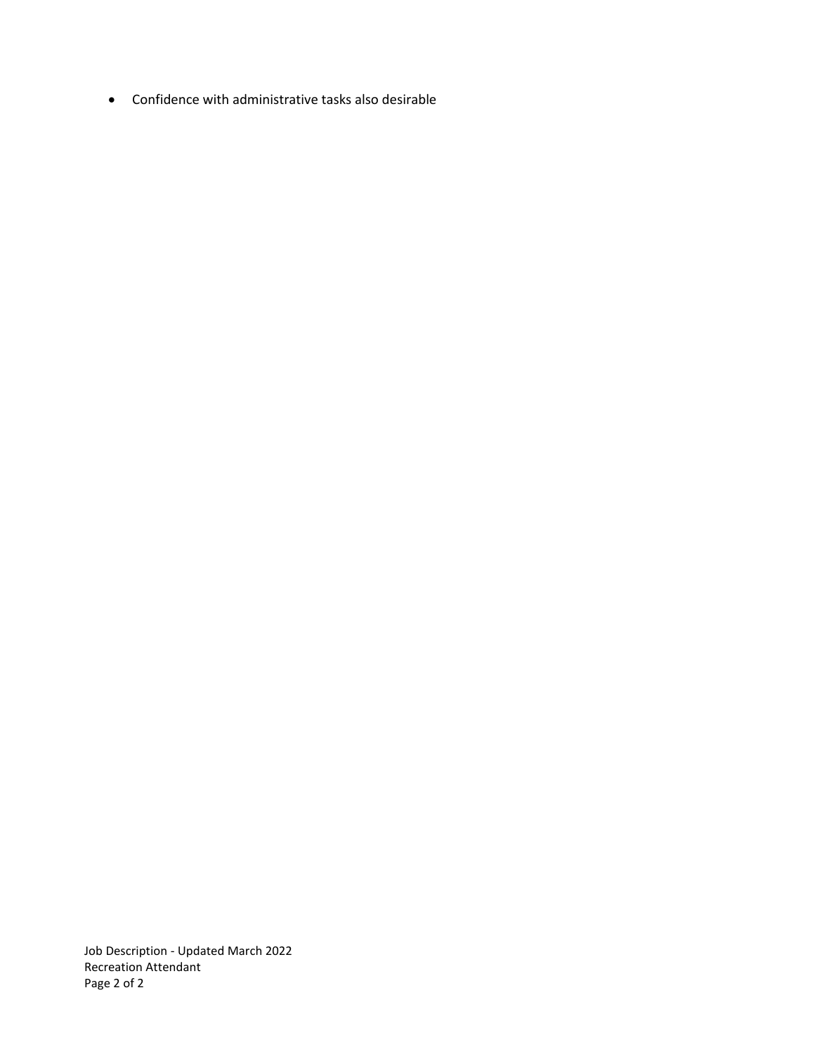- Confidence with administrative tasks also desirable